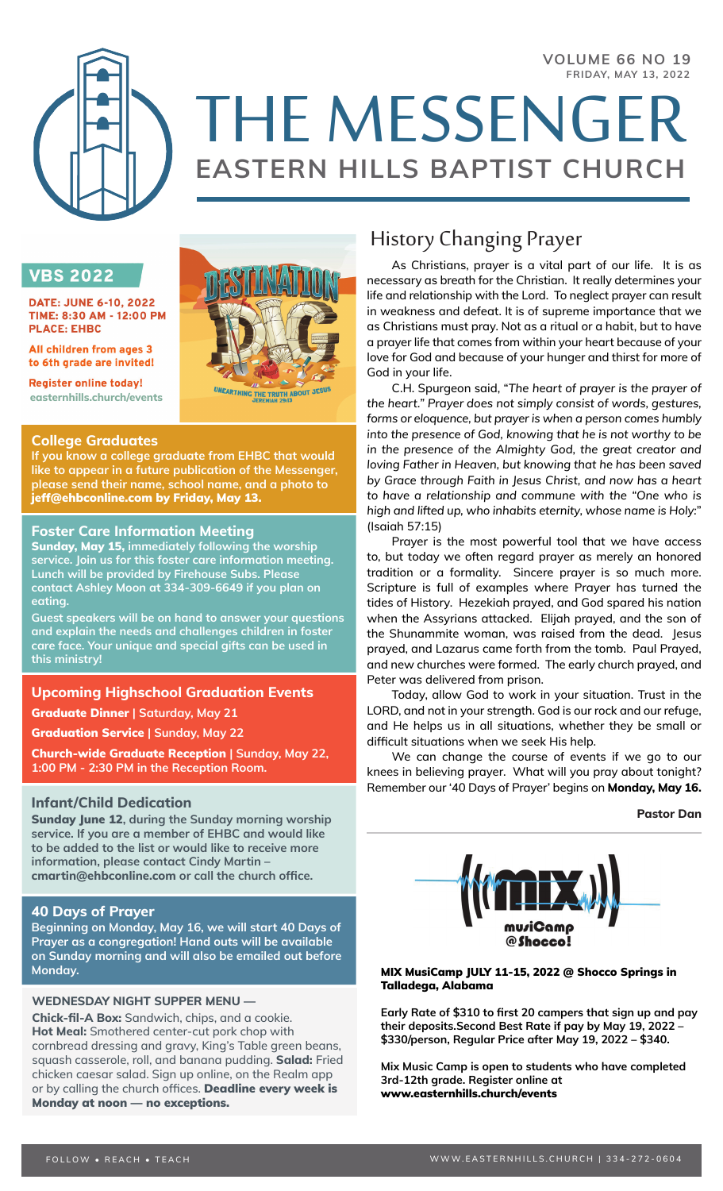VOLUME 66 NO 19
FRIDAY, MAY 13, 2022

# THE MESSENGER
## EASTERN HILLS BAPTIST CHURCH

## VBS 2022

**DATE: JUNE 6-10, 2022**
**TIME: 8:30 AM - 12:00 PM**
**PLACE: EHBC**

**All children from ages 3 to 6th grade are invited!**

**Register online today!**
**easternhills.church/events**

DESTINATION DIG
UNEARTHING THE TRUTH ABOUT JESUS
JEREMIAH 29:13

### College Graduates

**If you know a college graduate from EHBC that would like to appear in a future publication of the Messenger, please send their name, school name, and a photo to jeff@ehbconline.com by Friday, May 13.**

### Foster Care Information Meeting

**Sunday, May 15, immediately following the worship service. Join us for this foster care information meeting. Lunch will be provided by Firehouse Subs. Please contact Ashley Moon at 334-309-6649 if you plan on eating.**

**Guest speakers will be on hand to answer your questions and explain the needs and challenges children in foster care face. Your unique and special gifts can be used in this ministry!**

### Upcoming Highschool Graduation Events

**Graduate Dinner | Saturday, May 21**

**Graduation Service | Sunday, May 22**

**Church-wide Graduate Reception | Sunday, May 22, 1:00 PM - 2:30 PM in the Reception Room.**

### Infant/Child Dedication

**Sunday June 12, during the Sunday morning worship service. If you are a member of EHBC and would like to be added to the list or would like to receive more information, please contact Cindy Martin – cmartin@ehbconline.com or call the church office.**

### 40 Days of Prayer

**Beginning on Monday, May 16, we will start 40 Days of Prayer as a congregation! Hand outs will be available on Sunday morning and will also be emailed out before Monday.**

**WEDNESDAY NIGHT SUPPER MENU —**

**Chick-fil-A Box:** Sandwich, chips, and a cookie. **Hot Meal:** Smothered center-cut pork chop with cornbread dressing and gravy, King's Table green beans, squash casserole, roll, and banana pudding. **Salad:** Fried chicken caesar salad. Sign up online, on the Realm app or by calling the church offices. **Deadline every week is Monday at noon — no exceptions.**

## History Changing Prayer

As Christians, prayer is a vital part of our life. It is as necessary as breath for the Christian. It really determines your life and relationship with the Lord. To neglect prayer can result in weakness and defeat. It is of supreme importance that we as Christians must pray. Not as a ritual or a habit, but to have a prayer life that comes from within your heart because of your love for God and because of your hunger and thirst for more of God in your life.

C.H. Spurgeon said, "*The heart of prayer is the prayer of the heart." Prayer does not simply consist of words, gestures, forms or eloquence, but prayer is when a person comes humbly into the presence of God, knowing that he is not worthy to be in the presence of the Almighty God, the great creator and loving Father in Heaven, but knowing that he has been saved by Grace through Faith in Jesus Christ, and now has a heart to have a relationship and commune with the "One who is high and lifted up, who inhabits eternity, whose name is Holy:*" (Isaiah 57:15)

Prayer is the most powerful tool that we have access to, but today we often regard prayer as merely an honored tradition or a formality. Sincere prayer is so much more. Scripture is full of examples where Prayer has turned the tides of History. Hezekiah prayed, and God spared his nation when the Assyrians attacked. Elijah prayed, and the son of the Shunammite woman, was raised from the dead. Jesus prayed, and Lazarus came forth from the tomb. Paul Prayed, and new churches were formed. The early church prayed, and Peter was delivered from prison.

Today, allow God to work in your situation. Trust in the LORD, and not in your strength. God is our rock and our refuge, and He helps us in all situations, whether they be small or difficult situations when we seek His help.

We can change the course of events if we go to our knees in believing prayer. What will you pray about tonight? Remember our '40 Days of Prayer' begins on **Monday, May 16.**

**Pastor Dan**

MIX musiCamp @Shocco!

**MIX MusiCamp JULY 11-15, 2022 @ Shocco Springs in Talladega, Alabama**

**Early Rate of $310 to first 20 campers that sign up and pay their deposits.Second Best Rate if pay by May 19, 2022 – $330/person, Regular Price after May 19, 2022 – $340.**

**Mix Music Camp is open to students who have completed 3rd-12th grade. Register online at www.easternhills.church/events**

FOLLOW • REACH • TEACH    WWW.EASTERNHILLS.CHURCH | 334-272-0604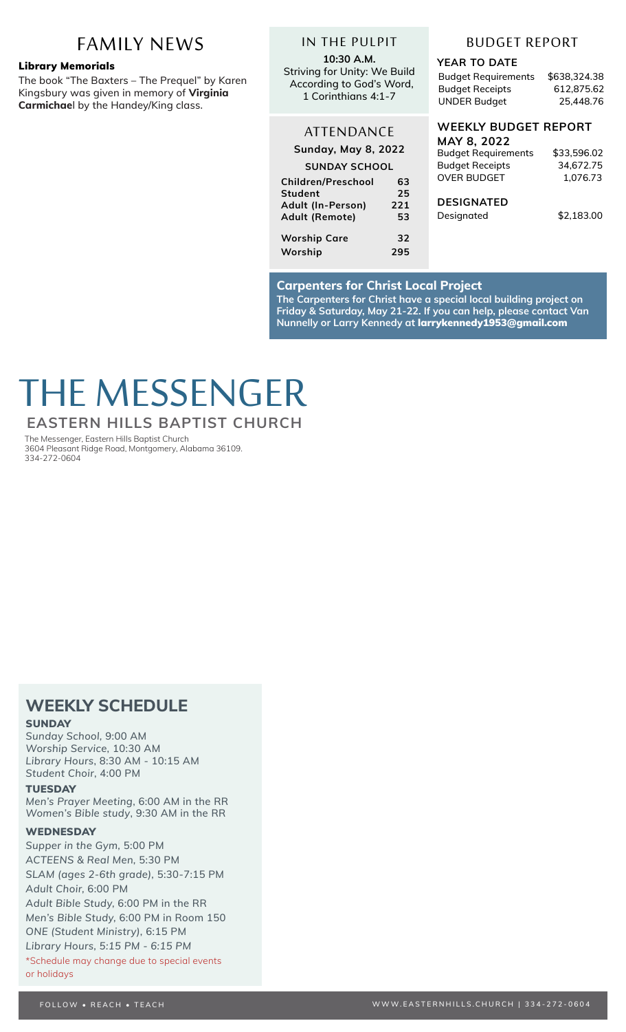## FAMILY NEWS

### Library Memorials

The book "The Baxters – The Prequel" by Karen Kingsbury was given in memory of **Virginia Carmichae**l by the Handey/King class.

## IN THE PULPIT

**10:30 A.M.**
Striving for Unity: We Build According to God's Word, 1 Corinthians 4:1-7

## ATTENDANCE

**Sunday, May 8, 2022**

**SUNDAY SCHOOL**

| | |
|---|---|
| Children/Preschool | 63 |
| Student | 25 |
| Adult (In-Person) | 221 |
| Adult (Remote) | 53 |
| Worship Care | 32 |
| Worship | 295 |

## BUDGET REPORT

### YEAR TO DATE

| | |
|---|---|
| Budget Requirements | $638,324.38 |
| Budget Receipts | 612,875.62 |
| UNDER Budget | 25,448.76 |

### WEEKLY BUDGET REPORT MAY 8, 2022

| | |
|---|---|
| Budget Requirements | $33,596.02 |
| Budget Receipts | 34,672.75 |
| OVER BUDGET | 1,076.73 |

### DESIGNATED

| | |
|---|---|
| Designated | $2,183.00 |

### Carpenters for Christ Local Project

**The Carpenters for Christ have a special local building project on Friday & Saturday, May 21-22. If you can help, please contact Van Nunnelly or Larry Kennedy at larrykennedy1953@gmail.com**

# THE MESSENGER

**EASTERN HILLS BAPTIST CHURCH**

The Messenger, Eastern Hills Baptist Church
3604 Pleasant Ridge Road, Montgomery, Alabama 36109.
334-272-0604

## WEEKLY SCHEDULE

### SUNDAY

*Sunday School*, 9:00 AM
*Worship Service*, 10:30 AM
*Library Hours*, 8:30 AM - 10:15 AM
*Student Choir*, 4:00 PM

### TUESDAY

*Men's Prayer Meeting*, 6:00 AM in the RR
*Women's Bible study*, 9:30 AM in the RR

### WEDNESDAY

*Supper in the Gym*, 5:00 PM
*ACTEENS & Real Men*, 5:30 PM
*SLAM (ages 2-6th grade)*, 5:30-7:15 PM
*Adult Choir*, 6:00 PM
*Adult Bible Study*, 6:00 PM in the RR
*Men's Bible Study*, 6:00 PM in Room 150
*ONE (Student Ministry)*, 6:15 PM
*Library Hours, 5:15 PM - 6:15 PM*

*Schedule may change due to special events or holidays

FOLLOW • REACH • TEACH

WWW.EASTERNHILLS.CHURCH | 334-272-0604